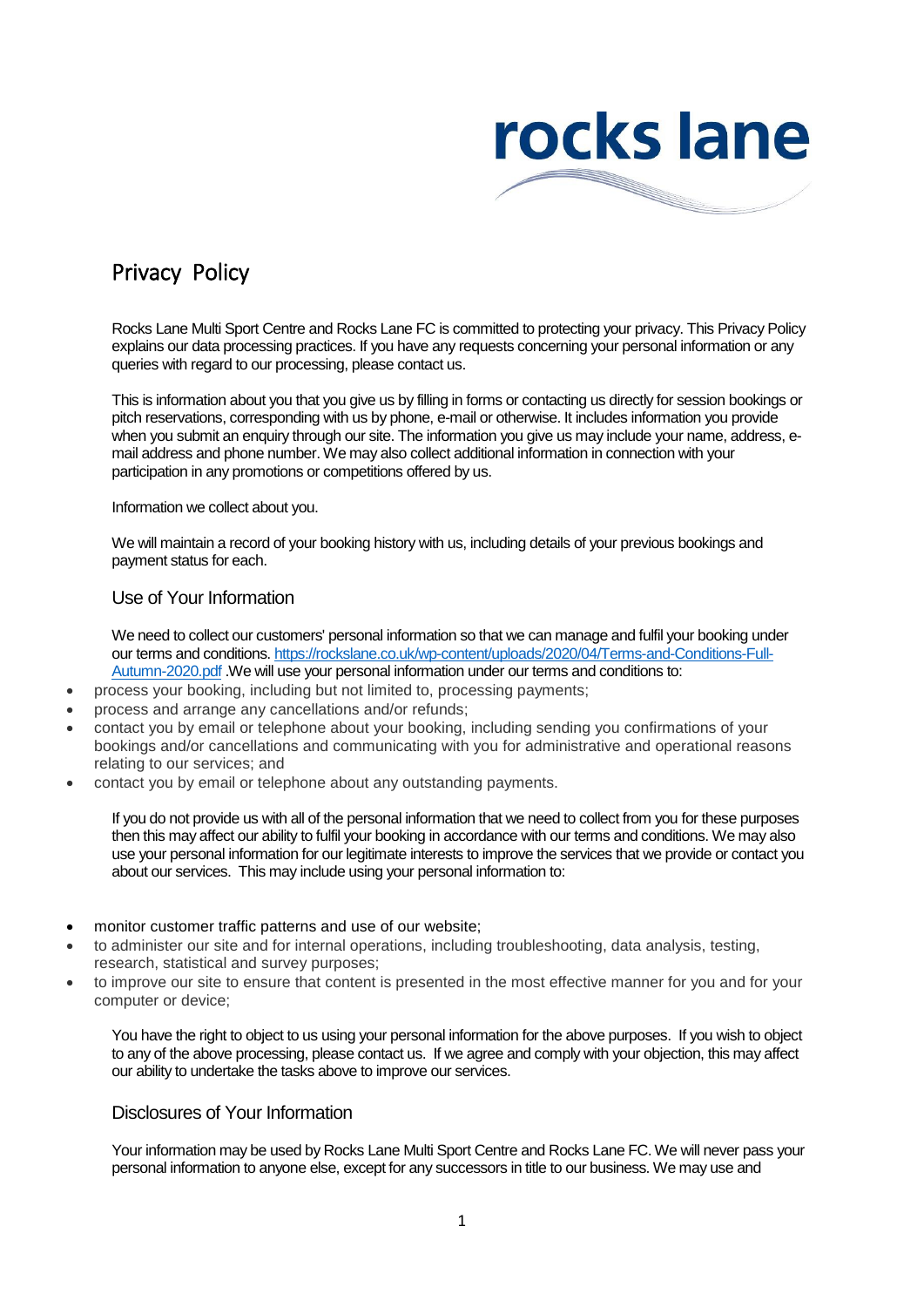rocks lane

# Privacy Policy

Rocks Lane Multi Sport Centre and Rocks Lane FC is committed to protecting your privacy. This Privacy Policy explains our data processing practices. If you have any requests concerning your personal information or any queries with regard to our processing, please contact us.

This is information about you that you give us by filling in forms or contacting us directly for session bookings or pitch reservations, corresponding with us by phone, e-mail or otherwise. It includes information you provide when you submit an enquiry through our site. The information you give us may include your name, address, e-mail address and phone number. We may also collect additional information in connection with your participation in any promotions or competitions offered by us.

Information we collect about you.

We will maintain a record of your booking history with us, including details of your previous bookings and payment status for each.

## Use of Your Information

We need to collect our customers' personal information so that we can manage and fulfil your booking under our terms and conditions. [https://rockslane.co.uk/wp-content/uploads/2020/04/Terms-and-Conditions-Full-Autumn-2020.pdf](https://rockslane.co.uk/wp-content/uploads/2020/04/Terms-and-Conditions-Full-Autumn-2020.pdf) .We will use your personal information under our terms and conditions to:

- process your booking, including but not limited to, processing payments;
- process and arrange any cancellations and/or refunds;
- contact you by email or telephone about your booking, including sending you confirmations of your bookings and/or cancellations and communicating with you for administrative and operational reasons relating to our services; and
- contact you by email or telephone about any outstanding payments.

If you do not provide us with all of the personal information that we need to collect from you for these purposes then this may affect our ability to fulfil your booking in accordance with our terms and conditions. We may also use your personal information for our legitimate interests to improve the services that we provide or contact you about our services. This may include using your personal information to:

- monitor customer traffic patterns and use of our website;
- to administer our site and for internal operations, including troubleshooting, data analysis, testing, research, statistical and survey purposes;
- to improve our site to ensure that content is presented in the most effective manner for you and for your computer or device;

You have the right to object to us using your personal information for the above purposes. If you wish to object to any of the above processing, please contact us. If we agree and comply with your objection, this may affect our ability to undertake the tasks above to improve our services.

## Disclosures of Your Information

Your information may be used by Rocks Lane Multi Sport Centre and Rocks Lane FC. We will never pass your personal information to anyone else, except for any successors in title to our business. We may use and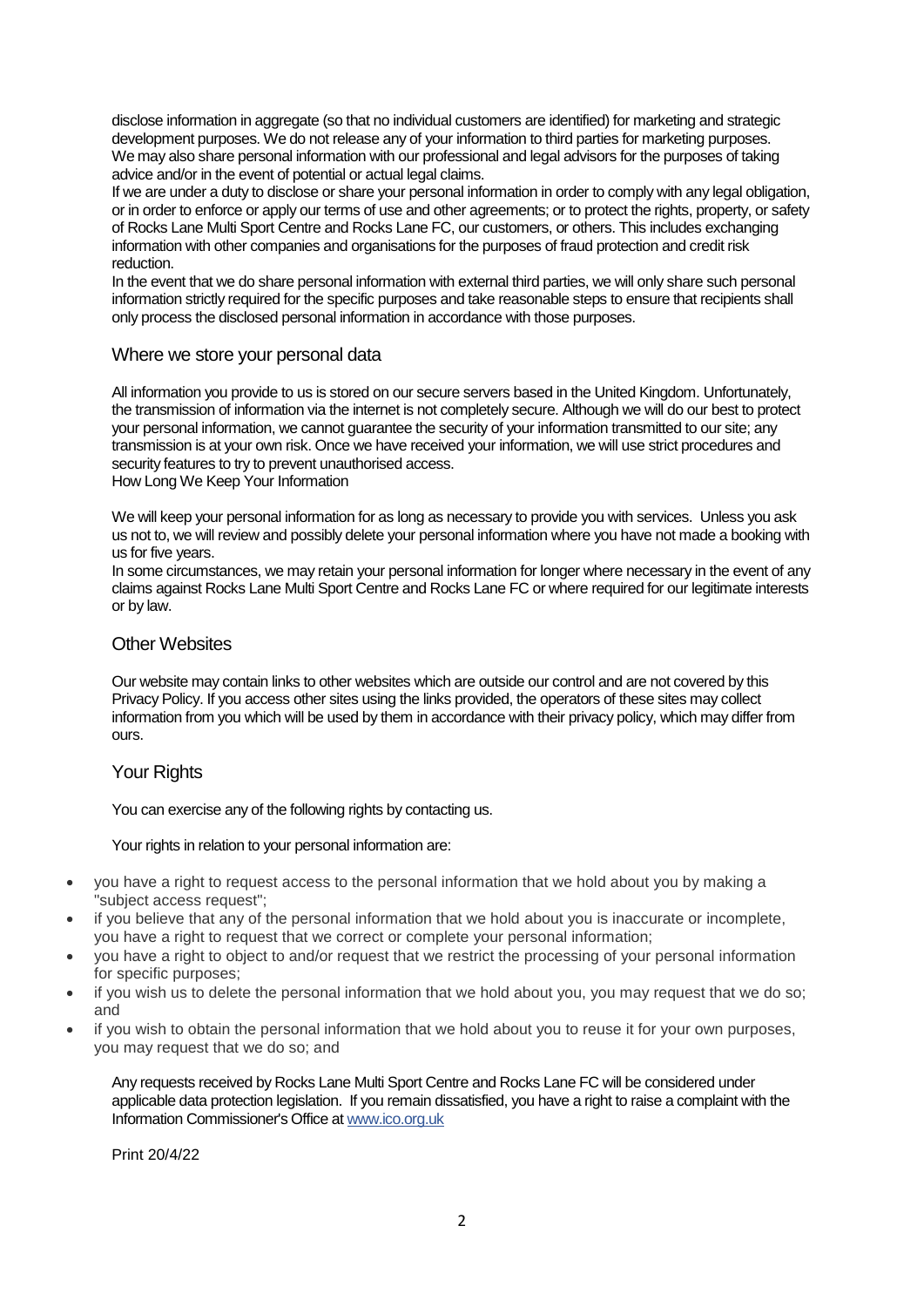disclose information in aggregate (so that no individual customers are identified) for marketing and strategic development purposes. We do not release any of your information to third parties for marketing purposes.
We may also share personal information with our professional and legal advisors for the purposes of taking advice and/or in the event of potential or actual legal claims.
If we are under a duty to disclose or share your personal information in order to comply with any legal obligation, or in order to enforce or apply our terms of use and other agreements; or to protect the rights, property, or safety of Rocks Lane Multi Sport Centre and Rocks Lane FC, our customers, or others. This includes exchanging information with other companies and organisations for the purposes of fraud protection and credit risk reduction.
In the event that we do share personal information with external third parties, we will only share such personal information strictly required for the specific purposes and take reasonable steps to ensure that recipients shall only process the disclosed personal information in accordance with those purposes.

## Where we store your personal data

All information you provide to us is stored on our secure servers based in the United Kingdom. Unfortunately, the transmission of information via the internet is not completely secure. Although we will do our best to protect your personal information, we cannot guarantee the security of your information transmitted to our site; any transmission is at your own risk. Once we have received your information, we will use strict procedures and security features to try to prevent unauthorised access.
How Long We Keep Your Information

We will keep your personal information for as long as necessary to provide you with services. Unless you ask us not to, we will review and possibly delete your personal information where you have not made a booking with us for five years.
In some circumstances, we may retain your personal information for longer where necessary in the event of any claims against Rocks Lane Multi Sport Centre and Rocks Lane FC or where required for our legitimate interests or by law.

## Other Websites

Our website may contain links to other websites which are outside our control and are not covered by this Privacy Policy. If you access other sites using the links provided, the operators of these sites may collect information from you which will be used by them in accordance with their privacy policy, which may differ from ours.

## Your Rights

You can exercise any of the following rights by contacting us.

Your rights in relation to your personal information are:

- you have a right to request access to the personal information that we hold about you by making a "subject access request";
- if you believe that any of the personal information that we hold about you is inaccurate or incomplete, you have a right to request that we correct or complete your personal information;
- you have a right to object to and/or request that we restrict the processing of your personal information for specific purposes;
- if you wish us to delete the personal information that we hold about you, you may request that we do so; and
- if you wish to obtain the personal information that we hold about you to reuse it for your own purposes, you may request that we do so; and

Any requests received by Rocks Lane Multi Sport Centre and Rocks Lane FC will be considered under applicable data protection legislation. If you remain dissatisfied, you have a right to raise a complaint with the Information Commissioner's Office at www.ico.org.uk

Print 20/4/22